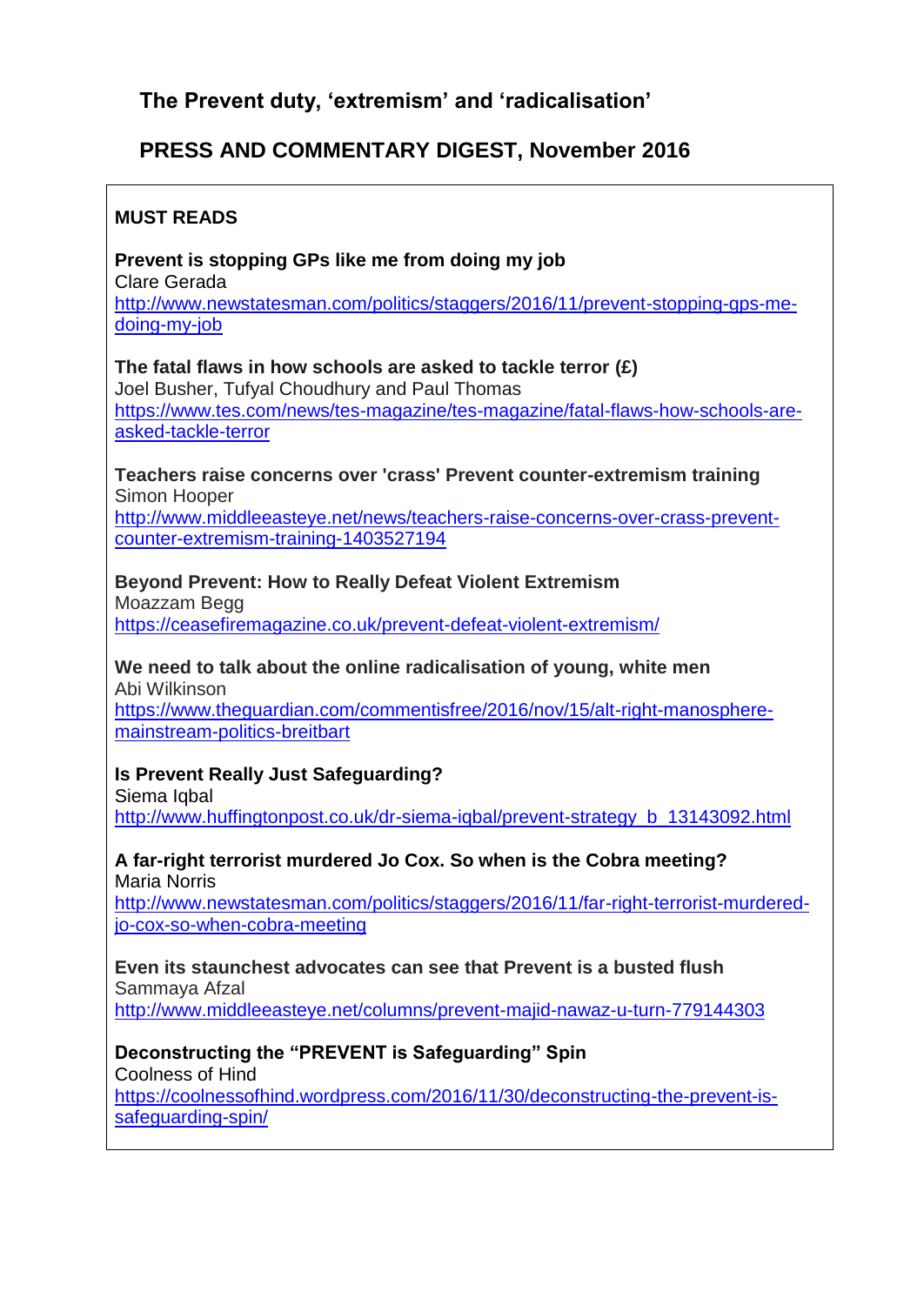# The Prevent duty, 'extremism' and 'radicalisation'

## PRESS AND COMMENTARY DIGEST, November 2016

### MUST READS

**Prevent is stopping GPs like me from doing my job**
Clare Gerada
http://www.newstatesman.com/politics/staggers/2016/11/prevent-stopping-gps-me-doing-my-job

**The fatal flaws in how schools are asked to tackle terror (£)**
Joel Busher, Tufyal Choudhury and Paul Thomas
https://www.tes.com/news/tes-magazine/tes-magazine/fatal-flaws-how-schools-are-asked-tackle-terror

**Teachers raise concerns over 'crass' Prevent counter-extremism training**
Simon Hooper
http://www.middleeasteye.net/news/teachers-raise-concerns-over-crass-prevent-counter-extremism-training-1403527194

**Beyond Prevent: How to Really Defeat Violent Extremism**
Moazzam Begg
https://ceasefiremagazine.co.uk/prevent-defeat-violent-extremism/

**We need to talk about the online radicalisation of young, white men**
Abi Wilkinson
https://www.theguardian.com/commentisfree/2016/nov/15/alt-right-manosphere-mainstream-politics-breitbart

**Is Prevent Really Just Safeguarding?**
Siema Iqbal
http://www.huffingtonpost.co.uk/dr-siema-iqbal/prevent-strategy_b_13143092.html

**A far-right terrorist murdered Jo Cox. So when is the Cobra meeting?**
Maria Norris
http://www.newstatesman.com/politics/staggers/2016/11/far-right-terrorist-murdered-jo-cox-so-when-cobra-meeting

**Even its staunchest advocates can see that Prevent is a busted flush**
Sammaya Afzal
http://www.middleeasteye.net/columns/prevent-majid-nawaz-u-turn-779144303

**Deconstructing the "PREVENT is Safeguarding" Spin**
Coolness of Hind
https://coolnessofhind.wordpress.com/2016/11/30/deconstructing-the-prevent-is-safeguarding-spin/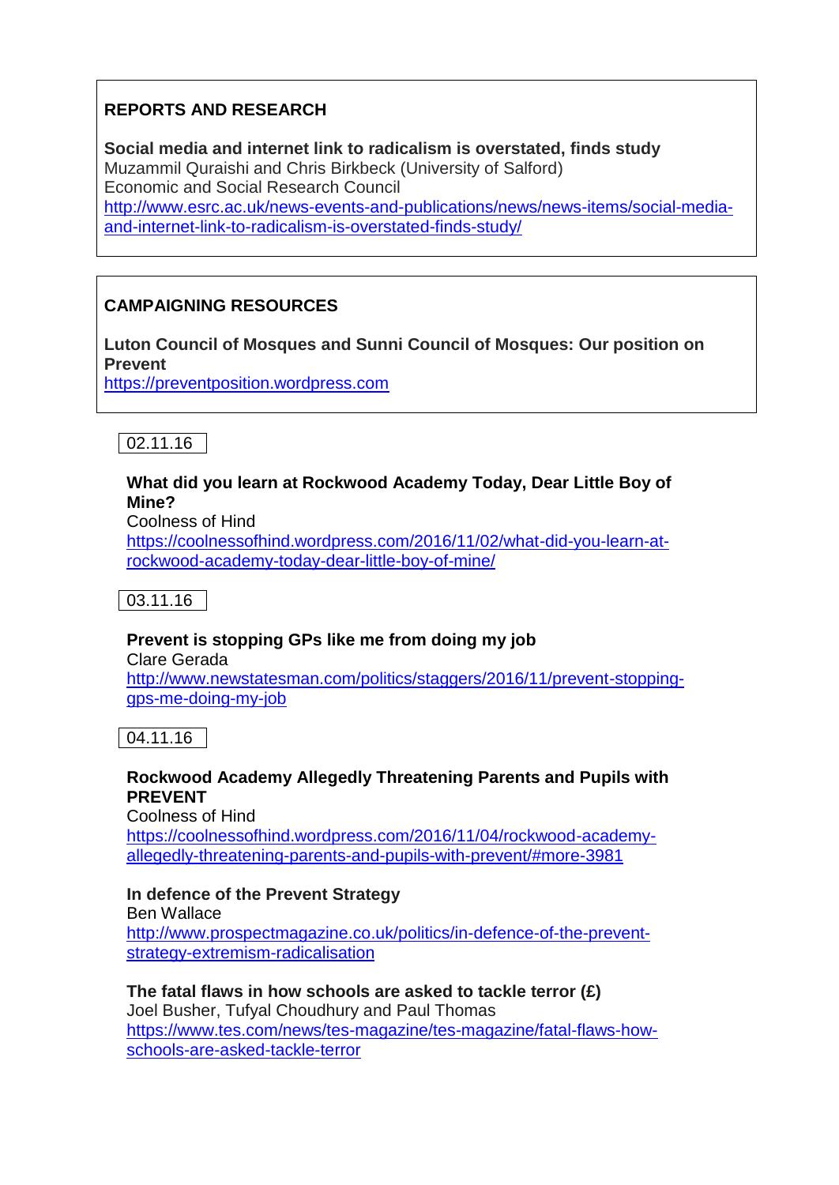## REPORTS AND RESEARCH

**Social media and internet link to radicalism is overstated, finds study**
Muzammil Quraishi and Chris Birkbeck (University of Salford)
Economic and Social Research Council
http://www.esrc.ac.uk/news-events-and-publications/news/news-items/social-media-and-internet-link-to-radicalism-is-overstated-finds-study/

## CAMPAIGNING RESOURCES

**Luton Council of Mosques and Sunni Council of Mosques: Our position on Prevent**
https://preventposition.wordpress.com

02.11.16

**What did you learn at Rockwood Academy Today, Dear Little Boy of Mine?**
Coolness of Hind
https://coolnessofhind.wordpress.com/2016/11/02/what-did-you-learn-at-rockwood-academy-today-dear-little-boy-of-mine/

03.11.16

**Prevent is stopping GPs like me from doing my job**
Clare Gerada
http://www.newstatesman.com/politics/staggers/2016/11/prevent-stopping-gps-me-doing-my-job

04.11.16

**Rockwood Academy Allegedly Threatening Parents and Pupils with PREVENT**
Coolness of Hind
https://coolnessofhind.wordpress.com/2016/11/04/rockwood-academy-allegedly-threatening-parents-and-pupils-with-prevent/#more-3981

**In defence of the Prevent Strategy**
Ben Wallace
http://www.prospectmagazine.co.uk/politics/in-defence-of-the-prevent-strategy-extremism-radicalisation

**The fatal flaws in how schools are asked to tackle terror (£)**
Joel Busher, Tufyal Choudhury and Paul Thomas
https://www.tes.com/news/tes-magazine/tes-magazine/fatal-flaws-how-schools-are-asked-tackle-terror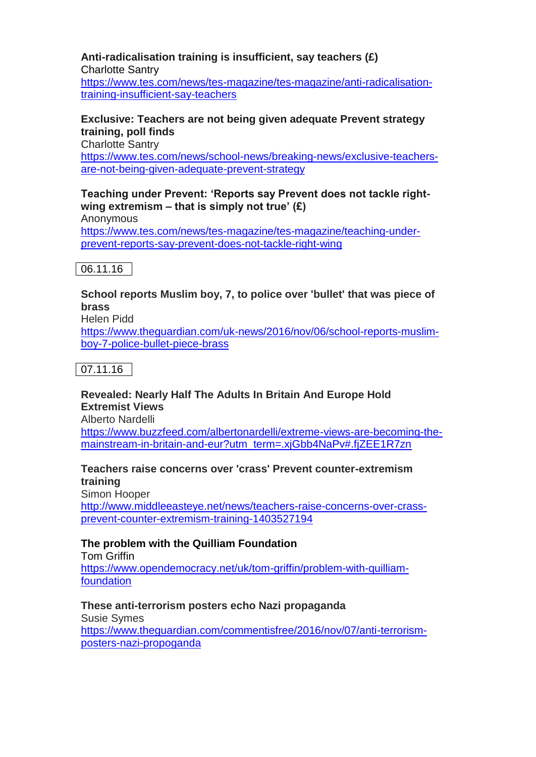**Anti-radicalisation training is insufficient, say teachers (£)**
Charlotte Santry
https://www.tes.com/news/tes-magazine/tes-magazine/anti-radicalisation-training-insufficient-say-teachers

**Exclusive: Teachers are not being given adequate Prevent strategy training, poll finds**
Charlotte Santry
https://www.tes.com/news/school-news/breaking-news/exclusive-teachers-are-not-being-given-adequate-prevent-strategy

**Teaching under Prevent: 'Reports say Prevent does not tackle right-wing extremism – that is simply not true' (£)**
Anonymous
https://www.tes.com/news/tes-magazine/tes-magazine/teaching-under-prevent-reports-say-prevent-does-not-tackle-right-wing

06.11.16

**School reports Muslim boy, 7, to police over 'bullet' that was piece of brass**
Helen Pidd
https://www.theguardian.com/uk-news/2016/nov/06/school-reports-muslim-boy-7-police-bullet-piece-brass

07.11.16

**Revealed: Nearly Half The Adults In Britain And Europe Hold Extremist Views**
Alberto Nardelli
https://www.buzzfeed.com/albertonardelli/extreme-views-are-becoming-the-mainstream-in-britain-and-eur?utm_term=.xjGbb4NaPv#.fjZEE1R7zn

**Teachers raise concerns over 'crass' Prevent counter-extremism training**
Simon Hooper
http://www.middleeasteye.net/news/teachers-raise-concerns-over-crass-prevent-counter-extremism-training-1403527194

**The problem with the Quilliam Foundation**
Tom Griffin
https://www.opendemocracy.net/uk/tom-griffin/problem-with-quilliam-foundation

**These anti-terrorism posters echo Nazi propaganda**
Susie Symes
https://www.theguardian.com/commentisfree/2016/nov/07/anti-terrorism-posters-nazi-propoganda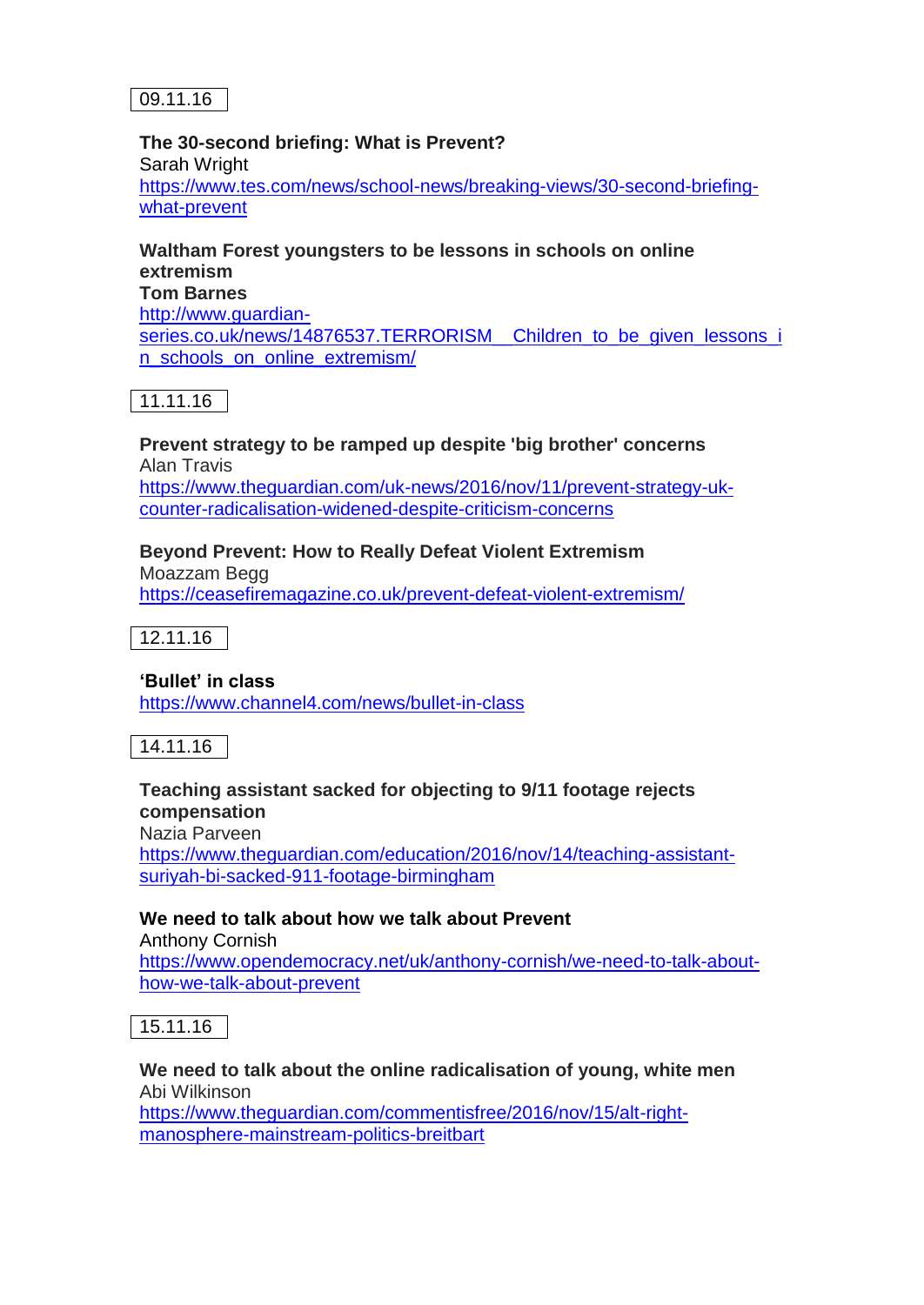09.11.16

**The 30-second briefing: What is Prevent?**
Sarah Wright
https://www.tes.com/news/school-news/breaking-views/30-second-briefing-what-prevent

**Waltham Forest youngsters to be lessons in schools on online extremism**
**Tom Barnes**
http://www.guardian-series.co.uk/news/14876537.TERRORISM__Children_to_be_given_lessons_in_schools_on_online_extremism/

11.11.16

**Prevent strategy to be ramped up despite 'big brother' concerns**
Alan Travis
https://www.theguardian.com/uk-news/2016/nov/11/prevent-strategy-uk-counter-radicalisation-widened-despite-criticism-concerns

**Beyond Prevent: How to Really Defeat Violent Extremism**
Moazzam Begg
https://ceasefiremagazine.co.uk/prevent-defeat-violent-extremism/

12.11.16

**'Bullet' in class**
https://www.channel4.com/news/bullet-in-class

14.11.16

**Teaching assistant sacked for objecting to 9/11 footage rejects compensation**
Nazia Parveen
https://www.theguardian.com/education/2016/nov/14/teaching-assistant-suriyah-bi-sacked-911-footage-birmingham

**We need to talk about how we talk about Prevent**
Anthony Cornish
https://www.opendemocracy.net/uk/anthony-cornish/we-need-to-talk-about-how-we-talk-about-prevent

15.11.16

**We need to talk about the online radicalisation of young, white men**
Abi Wilkinson
https://www.theguardian.com/commentisfree/2016/nov/15/alt-right-manosphere-mainstream-politics-breitbart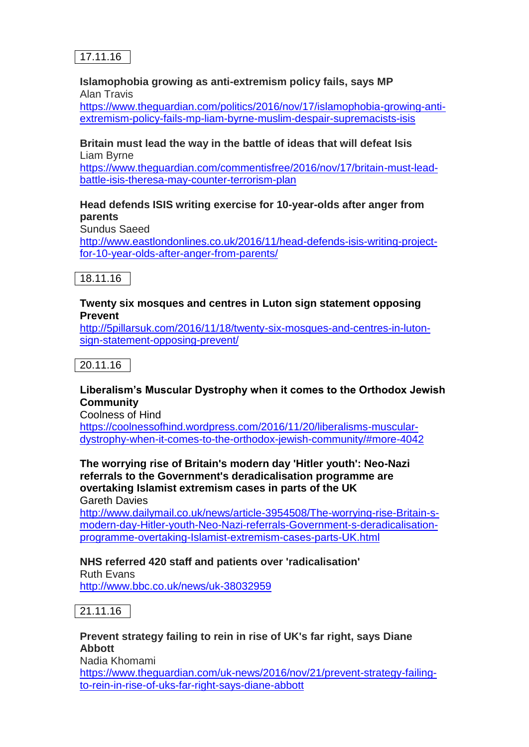17.11.16

**Islamophobia growing as anti-extremism policy fails, says MP**
Alan Travis
https://www.theguardian.com/politics/2016/nov/17/islamophobia-growing-anti-extremism-policy-fails-mp-liam-byrne-muslim-despair-supremacists-isis

**Britain must lead the way in the battle of ideas that will defeat Isis**
Liam Byrne
https://www.theguardian.com/commentisfree/2016/nov/17/britain-must-lead-battle-isis-theresa-may-counter-terrorism-plan

**Head defends ISIS writing exercise for 10-year-olds after anger from parents**
Sundus Saeed
http://www.eastlondonlines.co.uk/2016/11/head-defends-isis-writing-project-for-10-year-olds-after-anger-from-parents/

18.11.16

**Twenty six mosques and centres in Luton sign statement opposing Prevent**
http://5pillarsuk.com/2016/11/18/twenty-six-mosques-and-centres-in-luton-sign-statement-opposing-prevent/

20.11.16

**Liberalism's Muscular Dystrophy when it comes to the Orthodox Jewish Community**
Coolness of Hind
https://coolnessofhind.wordpress.com/2016/11/20/liberalisms-muscular-dystrophy-when-it-comes-to-the-orthodox-jewish-community/#more-4042

**The worrying rise of Britain's modern day 'Hitler youth': Neo-Nazi referrals to the Government's deradicalisation programme are overtaking Islamist extremism cases in parts of the UK**
Gareth Davies
http://www.dailymail.co.uk/news/article-3954508/The-worrying-rise-Britain-s-modern-day-Hitler-youth-Neo-Nazi-referrals-Government-s-deradicalisation-programme-overtaking-Islamist-extremism-cases-parts-UK.html

**NHS referred 420 staff and patients over 'radicalisation'**
Ruth Evans
http://www.bbc.co.uk/news/uk-38032959

21.11.16

**Prevent strategy failing to rein in rise of UK's far right, says Diane Abbott**
Nadia Khomami
https://www.theguardian.com/uk-news/2016/nov/21/prevent-strategy-failing-to-rein-in-rise-of-uks-far-right-says-diane-abbott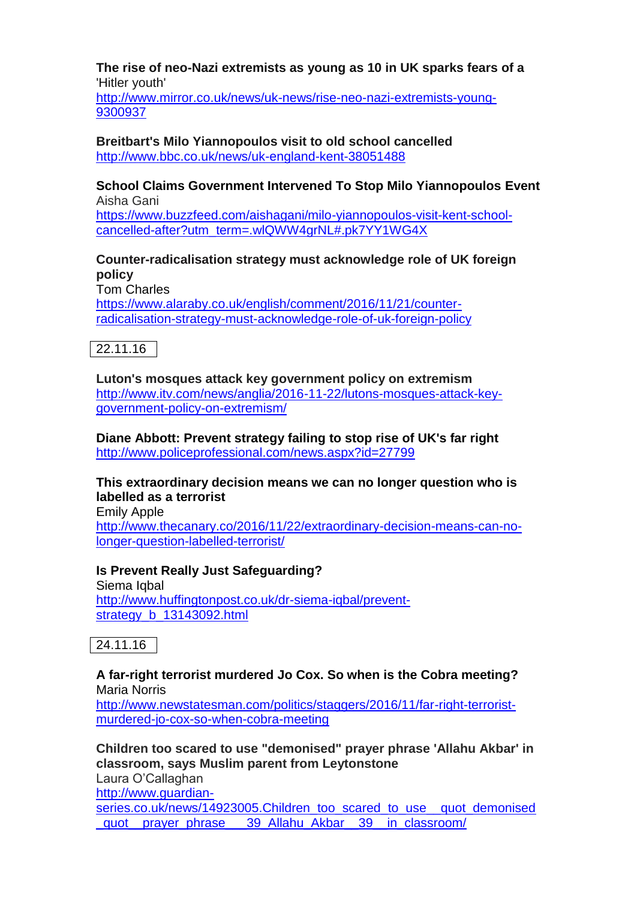**The rise of neo-Nazi extremists as young as 10 in UK sparks fears of a** 'Hitler youth'
http://www.mirror.co.uk/news/uk-news/rise-neo-nazi-extremists-young-9300937

**Breitbart's Milo Yiannopoulos visit to old school cancelled**
http://www.bbc.co.uk/news/uk-england-kent-38051488

**School Claims Government Intervened To Stop Milo Yiannopoulos Event**
Aisha Gani
https://www.buzzfeed.com/aishagani/milo-yiannopoulos-visit-kent-school-cancelled-after?utm_term=.wlQWW4grNL#.pk7YY1WG4X

**Counter-radicalisation strategy must acknowledge role of UK foreign policy**
Tom Charles
https://www.alaraby.co.uk/english/comment/2016/11/21/counter-radicalisation-strategy-must-acknowledge-role-of-uk-foreign-policy

22.11.16

**Luton's mosques attack key government policy on extremism**
http://www.itv.com/news/anglia/2016-11-22/lutons-mosques-attack-key-government-policy-on-extremism/

**Diane Abbott: Prevent strategy failing to stop rise of UK's far right**
http://www.policeprofessional.com/news.aspx?id=27799

**This extraordinary decision means we can no longer question who is labelled as a terrorist**
Emily Apple
http://www.thecanary.co/2016/11/22/extraordinary-decision-means-can-no-longer-question-labelled-terrorist/

**Is Prevent Really Just Safeguarding?**
Siema Iqbal
http://www.huffingtonpost.co.uk/dr-siema-iqbal/prevent-strategy_b_13143092.html

24.11.16

**A far-right terrorist murdered Jo Cox. So when is the Cobra meeting?**
Maria Norris
http://www.newstatesman.com/politics/staggers/2016/11/far-right-terrorist-murdered-jo-cox-so-when-cobra-meeting

**Children too scared to use "demonised" prayer phrase 'Allahu Akbar' in classroom, says Muslim parent from Leytonstone**
Laura O'Callaghan
http://www.guardian-series.co.uk/news/14923005.Children_too_scared_to_use__quot_demonised_quot__prayer_phrase___39_Allahu_Akbar__39__in_classroom/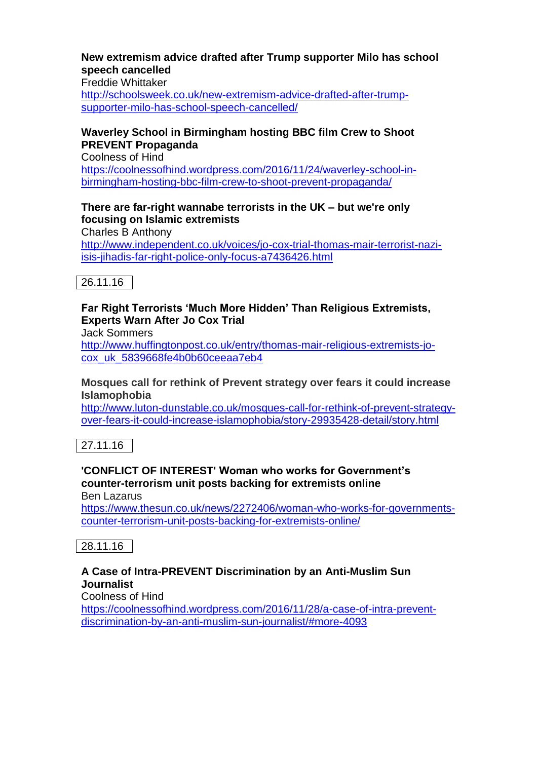**New extremism advice drafted after Trump supporter Milo has school speech cancelled**
Freddie Whittaker
http://schoolsweek.co.uk/new-extremism-advice-drafted-after-trump-supporter-milo-has-school-speech-cancelled/

**Waverley School in Birmingham hosting BBC film Crew to Shoot PREVENT Propaganda**
Coolness of Hind
https://coolnessofhind.wordpress.com/2016/11/24/waverley-school-in-birmingham-hosting-bbc-film-crew-to-shoot-prevent-propaganda/

**There are far-right wannabe terrorists in the UK – but we're only focusing on Islamic extremists**
Charles B Anthony
http://www.independent.co.uk/voices/jo-cox-trial-thomas-mair-terrorist-nazi-isis-jihadis-far-right-police-only-focus-a7436426.html

26.11.16

**Far Right Terrorists 'Much More Hidden' Than Religious Extremists, Experts Warn After Jo Cox Trial**
Jack Sommers
http://www.huffingtonpost.co.uk/entry/thomas-mair-religious-extremists-jo-cox_uk_5839668fe4b0b60ceeaa7eb4

**Mosques call for rethink of Prevent strategy over fears it could increase Islamophobia**
http://www.luton-dunstable.co.uk/mosques-call-for-rethink-of-prevent-strategy-over-fears-it-could-increase-islamophobia/story-29935428-detail/story.html

27.11.16

**'CONFLICT OF INTEREST' Woman who works for Government's counter-terrorism unit posts backing for extremists online**
Ben Lazarus
https://www.thesun.co.uk/news/2272406/woman-who-works-for-governments-counter-terrorism-unit-posts-backing-for-extremists-online/

28.11.16

**A Case of Intra-PREVENT Discrimination by an Anti-Muslim Sun Journalist**
Coolness of Hind
https://coolnessofhind.wordpress.com/2016/11/28/a-case-of-intra-prevent-discrimination-by-an-anti-muslim-sun-journalist/#more-4093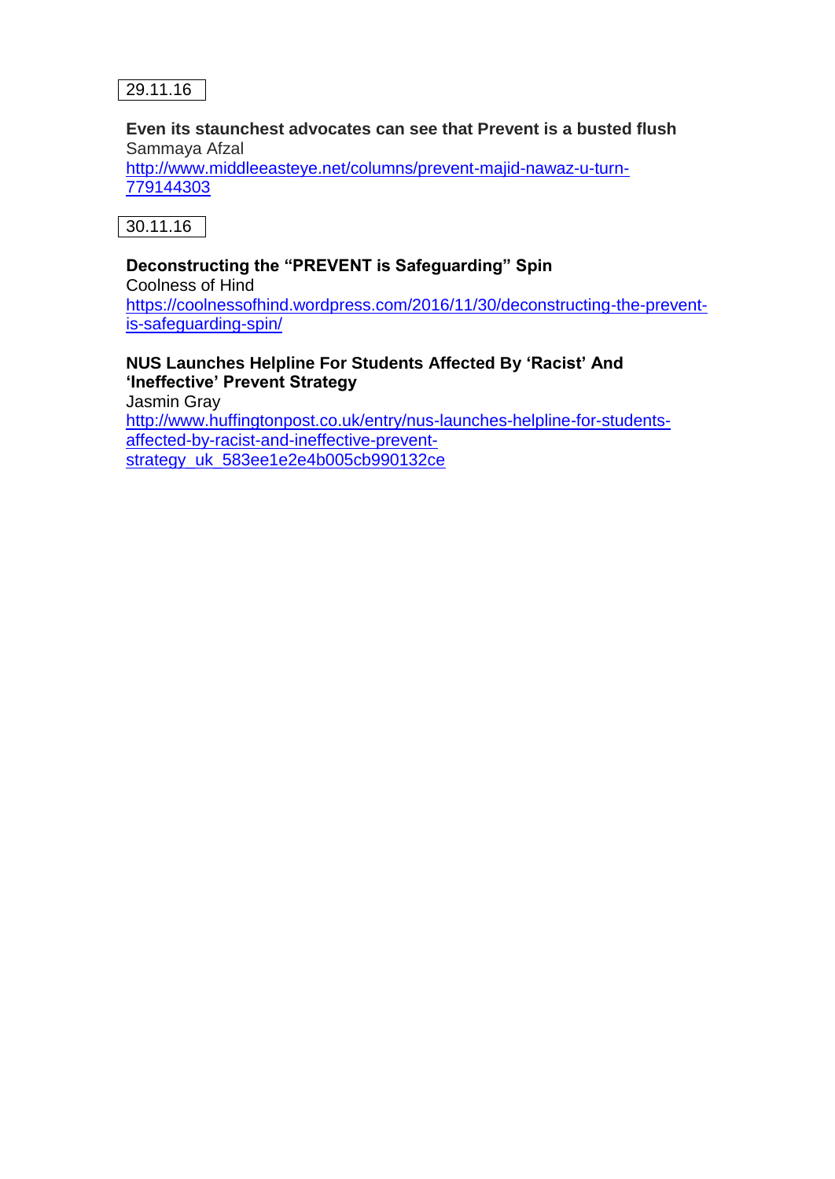29.11.16

**Even its staunchest advocates can see that Prevent is a busted flush**
Sammaya Afzal
http://www.middleeasteye.net/columns/prevent-majid-nawaz-u-turn-779144303

30.11.16

**Deconstructing the "PREVENT is Safeguarding" Spin**
Coolness of Hind
https://coolnessofhind.wordpress.com/2016/11/30/deconstructing-the-prevent-is-safeguarding-spin/

**NUS Launches Helpline For Students Affected By 'Racist' And 'Ineffective' Prevent Strategy**
Jasmin Gray
http://www.huffingtonpost.co.uk/entry/nus-launches-helpline-for-students-affected-by-racist-and-ineffective-prevent-strategy_uk_583ee1e2e4b005cb990132ce